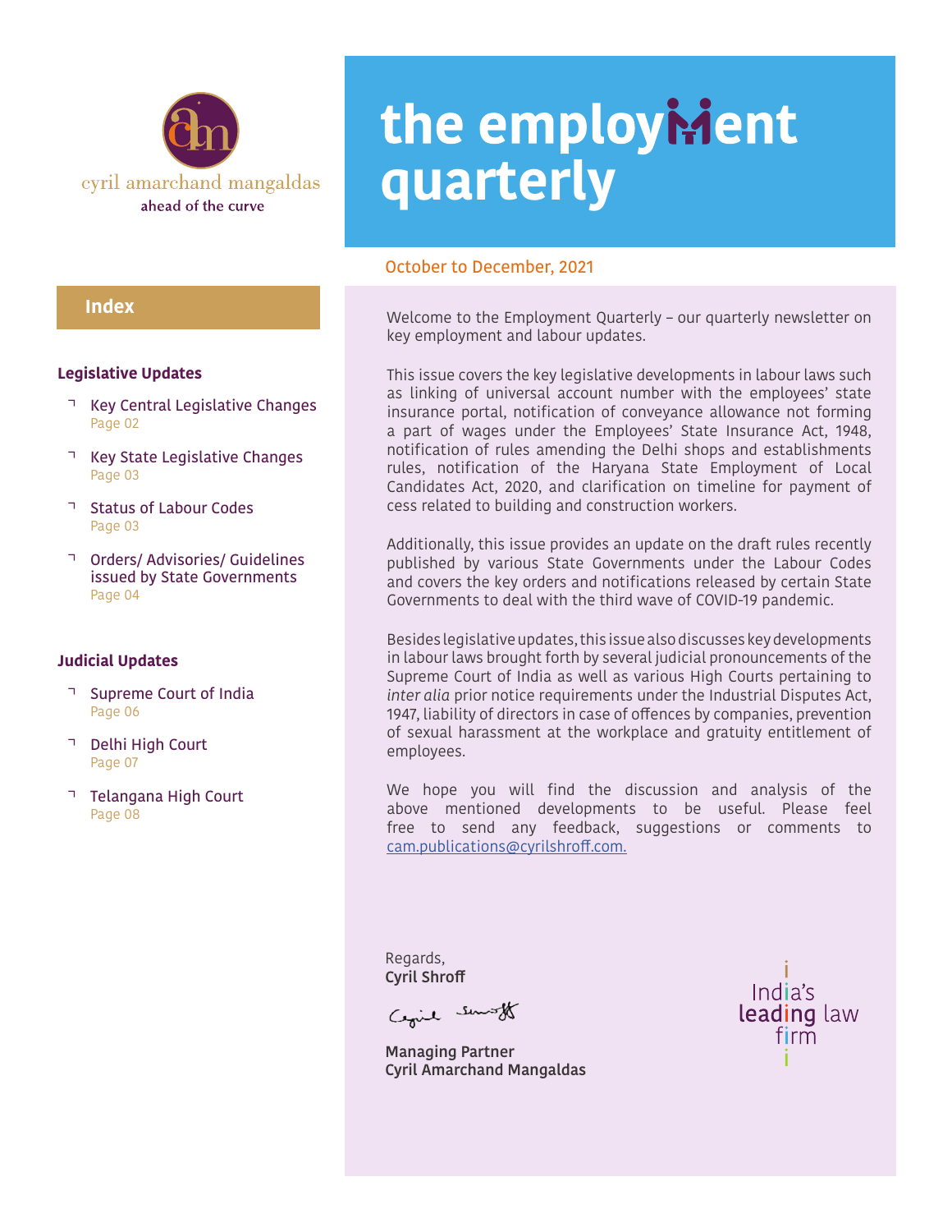cyril amarchand mangaldas

ahead of the curve

# the employment quarterly

October to December, 2021

## Index

### Legislative Updates

- Key Central Legislative Changes
  Page 02
- Key State Legislative Changes
  Page 03
- Status of Labour Codes
  Page 03
- Orders/ Advisories/ Guidelines issued by State Governments
  Page 04

### Judicial Updates

- Supreme Court of India
  Page 06
- Delhi High Court
  Page 07
- Telangana High Court
  Page 08

Welcome to the Employment Quarterly – our quarterly newsletter on key employment and labour updates.

This issue covers the key legislative developments in labour laws such as linking of universal account number with the employees' state insurance portal, notification of conveyance allowance not forming a part of wages under the Employees' State Insurance Act, 1948, notification of rules amending the Delhi shops and establishments rules, notification of the Haryana State Employment of Local Candidates Act, 2020, and clarification on timeline for payment of cess related to building and construction workers.

Additionally, this issue provides an update on the draft rules recently published by various State Governments under the Labour Codes and covers the key orders and notifications released by certain State Governments to deal with the third wave of COVID-19 pandemic.

Besides legislative updates, this issue also discusses key developments in labour laws brought forth by several judicial pronouncements of the Supreme Court of India as well as various High Courts pertaining to *inter alia* prior notice requirements under the Industrial Disputes Act, 1947, liability of directors in case of offences by companies, prevention of sexual harassment at the workplace and gratuity entitlement of employees.

We hope you will find the discussion and analysis of the above mentioned developments to be useful. Please feel free to send any feedback, suggestions or comments to cam.publications@cyrilshroff.com.

Regards,
**Cyril Shroff**

**Managing Partner**
**Cyril Amarchand Mangaldas**

India's leading law firm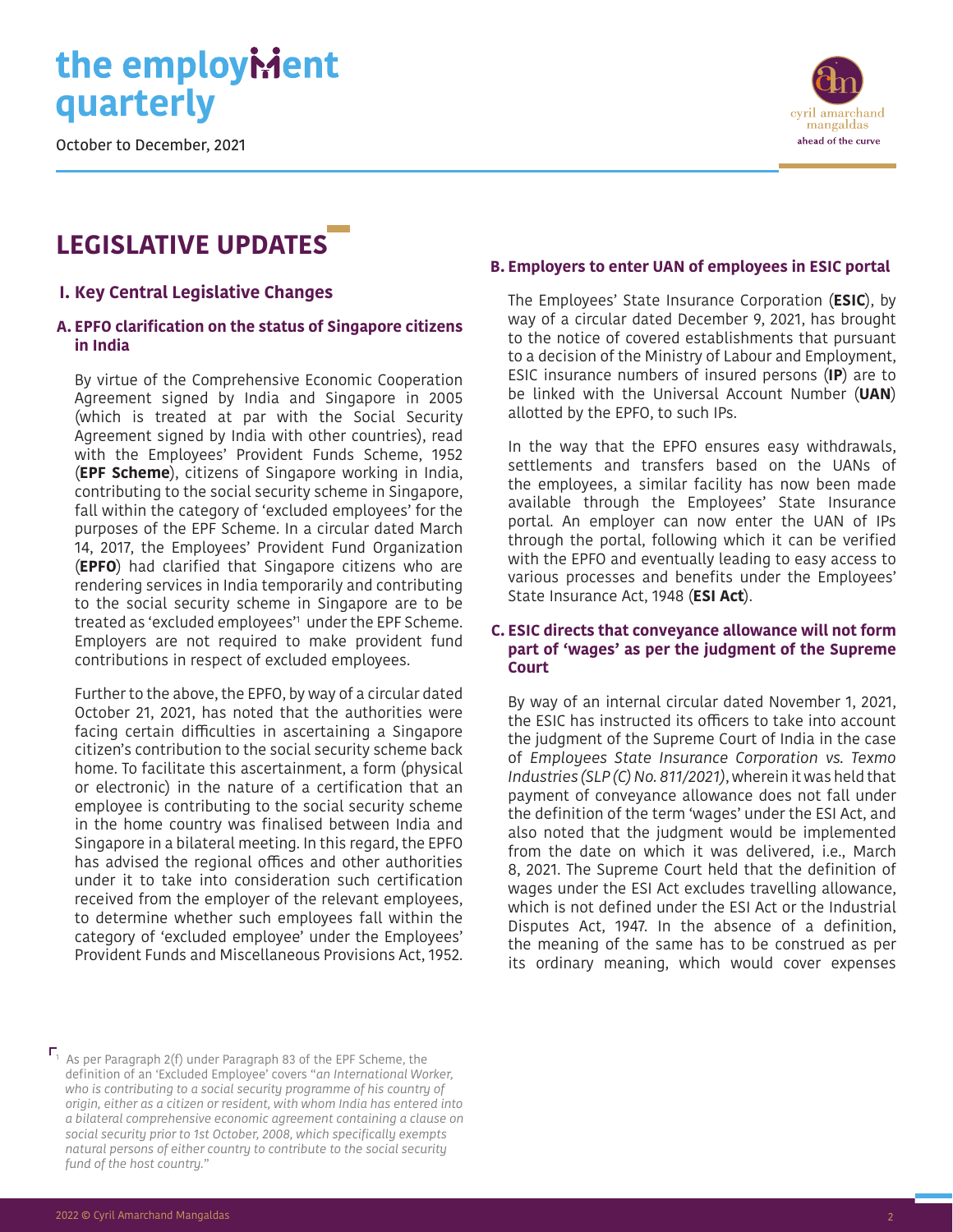# LEGISLATIVE UPDATES

## I. Key Central Legislative Changes

### A. EPFO clarification on the status of Singapore citizens in India

By virtue of the Comprehensive Economic Cooperation Agreement signed by India and Singapore in 2005 (which is treated at par with the Social Security Agreement signed by India with other countries), read with the Employees' Provident Funds Scheme, 1952 (**EPF Scheme**), citizens of Singapore working in India, contributing to the social security scheme in Singapore, fall within the category of 'excluded employees' for the purposes of the EPF Scheme. In a circular dated March 14, 2017, the Employees' Provident Fund Organization (**EPFO**) had clarified that Singapore citizens who are rendering services in India temporarily and contributing to the social security scheme in Singapore are to be treated as 'excluded employees'[1] under the EPF Scheme. Employers are not required to make provident fund contributions in respect of excluded employees.

Further to the above, the EPFO, by way of a circular dated October 21, 2021, has noted that the authorities were facing certain difficulties in ascertaining a Singapore citizen's contribution to the social security scheme back home. To facilitate this ascertainment, a form (physical or electronic) in the nature of a certification that an employee is contributing to the social security scheme in the home country was finalised between India and Singapore in a bilateral meeting. In this regard, the EPFO has advised the regional offices and other authorities under it to take into consideration such certification received from the employer of the relevant employees, to determine whether such employees fall within the category of 'excluded employee' under the Employees' Provident Funds and Miscellaneous Provisions Act, 1952.

### B. Employers to enter UAN of employees in ESIC portal

The Employees' State Insurance Corporation (**ESIC**), by way of a circular dated December 9, 2021, has brought to the notice of covered establishments that pursuant to a decision of the Ministry of Labour and Employment, ESIC insurance numbers of insured persons (**IP**) are to be linked with the Universal Account Number (**UAN**) allotted by the EPFO, to such IPs.

In the way that the EPFO ensures easy withdrawals, settlements and transfers based on the UANs of the employees, a similar facility has now been made available through the Employees' State Insurance portal. An employer can now enter the UAN of IPs through the portal, following which it can be verified with the EPFO and eventually leading to easy access to various processes and benefits under the Employees' State Insurance Act, 1948 (**ESI Act**).

### C. ESIC directs that conveyance allowance will not form part of 'wages' as per the judgment of the Supreme Court

By way of an internal circular dated November 1, 2021, the ESIC has instructed its officers to take into account the judgment of the Supreme Court of India in the case of *Employees State Insurance Corporation vs. Texmo Industries (SLP (C) No. 811/2021)*, wherein it was held that payment of conveyance allowance does not fall under the definition of the term 'wages' under the ESI Act, and also noted that the judgment would be implemented from the date on which it was delivered, i.e., March 8, 2021. The Supreme Court held that the definition of wages under the ESI Act excludes travelling allowance, which is not defined under the ESI Act or the Industrial Disputes Act, 1947. In the absence of a definition, the meaning of the same has to be construed as per its ordinary meaning, which would cover expenses

---

[1] As per Paragraph 2(f) under Paragraph 83 of the EPF Scheme, the definition of an 'Excluded Employee' covers "*an International Worker, who is contributing to a social security programme of his country of origin, either as a citizen or resident, with whom India has entered into a bilateral comprehensive economic agreement containing a clause on social security prior to 1st October, 2008, which specifically exempts natural persons of either country to contribute to the social security fund of the host country.*"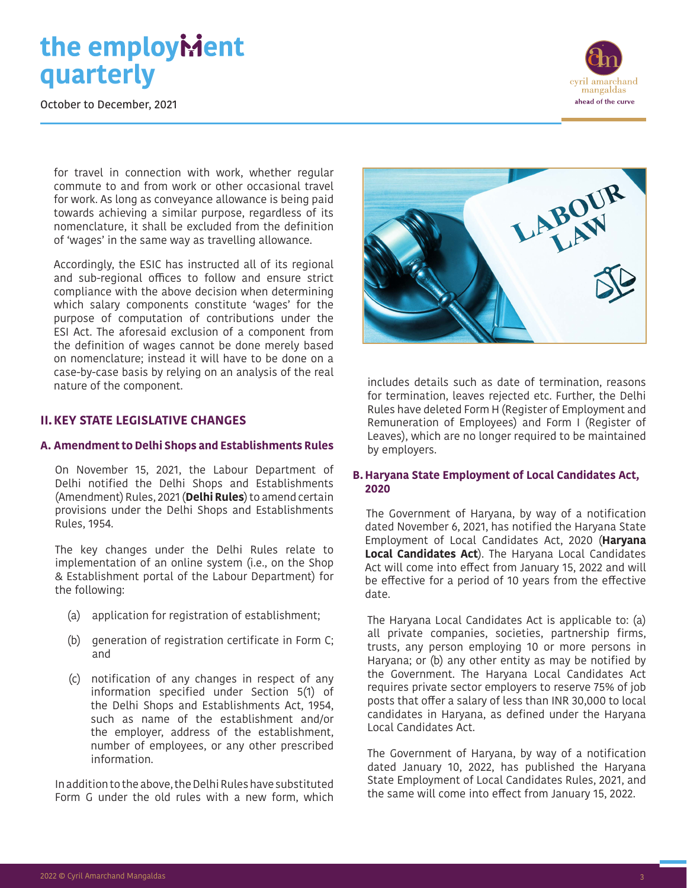for travel in connection with work, whether regular commute to and from work or other occasional travel for work. As long as conveyance allowance is being paid towards achieving a similar purpose, regardless of its nomenclature, it shall be excluded from the definition of 'wages' in the same way as travelling allowance.

Accordingly, the ESIC has instructed all of its regional and sub-regional offices to follow and ensure strict compliance with the above decision when determining which salary components constitute 'wages' for the purpose of computation of contributions under the ESI Act. The aforesaid exclusion of a component from the definition of wages cannot be done merely based on nomenclature; instead it will have to be done on a case-by-case basis by relying on an analysis of the real nature of the component.

## II. KEY STATE LEGISLATIVE CHANGES

### A. Amendment to Delhi Shops and Establishments Rules

On November 15, 2021, the Labour Department of Delhi notified the Delhi Shops and Establishments (Amendment) Rules, 2021 (**Delhi Rules**) to amend certain provisions under the Delhi Shops and Establishments Rules, 1954.

The key changes under the Delhi Rules relate to implementation of an online system (i.e., on the Shop & Establishment portal of the Labour Department) for the following:

(a) application for registration of establishment;

(b) generation of registration certificate in Form C; and

(c) notification of any changes in respect of any information specified under Section 5(1) of the Delhi Shops and Establishments Act, 1954, such as name of the establishment and/or the employer, address of the establishment, number of employees, or any other prescribed information.

In addition to the above, the Delhi Rules have substituted Form G under the old rules with a new form, which includes details such as date of termination, reasons for termination, leaves rejected etc. Further, the Delhi Rules have deleted Form H (Register of Employment and Remuneration of Employees) and Form I (Register of Leaves), which are no longer required to be maintained by employers.

### B. Haryana State Employment of Local Candidates Act, 2020

The Government of Haryana, by way of a notification dated November 6, 2021, has notified the Haryana State Employment of Local Candidates Act, 2020 (**Haryana Local Candidates Act**). The Haryana Local Candidates Act will come into effect from January 15, 2022 and will be effective for a period of 10 years from the effective date.

The Haryana Local Candidates Act is applicable to: (a) all private companies, societies, partnership firms, trusts, any person employing 10 or more persons in Haryana; or (b) any other entity as may be notified by the Government. The Haryana Local Candidates Act requires private sector employers to reserve 75% of job posts that offer a salary of less than INR 30,000 to local candidates in Haryana, as defined under the Haryana Local Candidates Act.

The Government of Haryana, by way of a notification dated January 10, 2022, has published the Haryana State Employment of Local Candidates Rules, 2021, and the same will come into effect from January 15, 2022.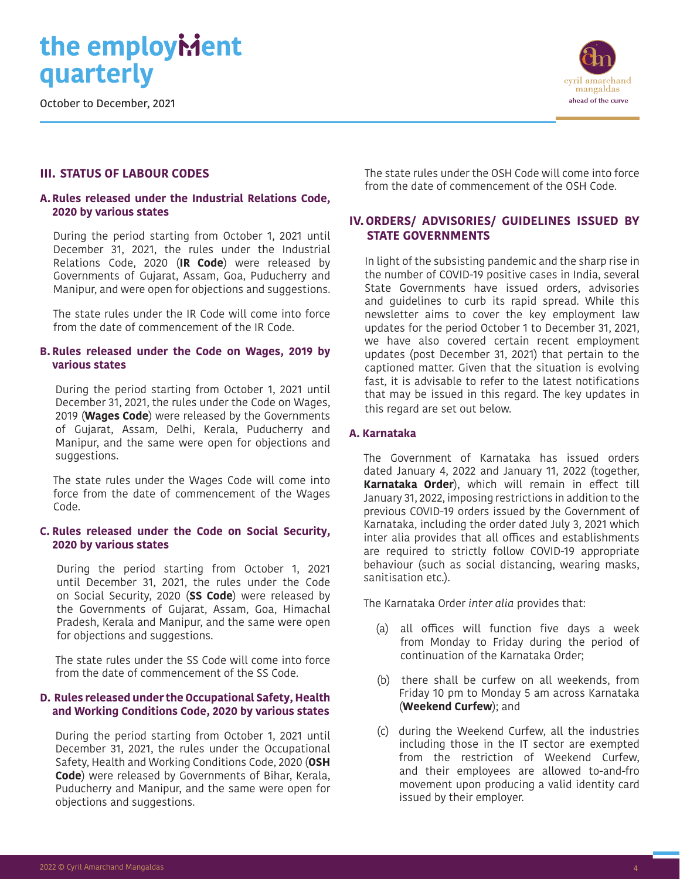## III. STATUS OF LABOUR CODES

### A. Rules released under the Industrial Relations Code, 2020 by various states

During the period starting from October 1, 2021 until December 31, 2021, the rules under the Industrial Relations Code, 2020 (**IR Code**) were released by Governments of Gujarat, Assam, Goa, Puducherry and Manipur, and were open for objections and suggestions.

The state rules under the IR Code will come into force from the date of commencement of the IR Code.

### B. Rules released under the Code on Wages, 2019 by various states

During the period starting from October 1, 2021 until December 31, 2021, the rules under the Code on Wages, 2019 (**Wages Code**) were released by the Governments of Gujarat, Assam, Delhi, Kerala, Puducherry and Manipur, and the same were open for objections and suggestions.

The state rules under the Wages Code will come into force from the date of commencement of the Wages Code.

### C. Rules released under the Code on Social Security, 2020 by various states

During the period starting from October 1, 2021 until December 31, 2021, the rules under the Code on Social Security, 2020 (**SS Code**) were released by the Governments of Gujarat, Assam, Goa, Himachal Pradesh, Kerala and Manipur, and the same were open for objections and suggestions.

The state rules under the SS Code will come into force from the date of commencement of the SS Code.

### D. Rules released under the Occupational Safety, Health and Working Conditions Code, 2020 by various states

During the period starting from October 1, 2021 until December 31, 2021, the rules under the Occupational Safety, Health and Working Conditions Code, 2020 (**OSH Code**) were released by Governments of Bihar, Kerala, Puducherry and Manipur, and the same were open for objections and suggestions.

The state rules under the OSH Code will come into force from the date of commencement of the OSH Code.

## IV. ORDERS/ ADVISORIES/ GUIDELINES ISSUED BY STATE GOVERNMENTS

In light of the subsisting pandemic and the sharp rise in the number of COVID-19 positive cases in India, several State Governments have issued orders, advisories and guidelines to curb its rapid spread. While this newsletter aims to cover the key employment law updates for the period October 1 to December 31, 2021, we have also covered certain recent employment updates (post December 31, 2021) that pertain to the captioned matter. Given that the situation is evolving fast, it is advisable to refer to the latest notifications that may be issued in this regard. The key updates in this regard are set out below.

### A. Karnataka

The Government of Karnataka has issued orders dated January 4, 2022 and January 11, 2022 (together, **Karnataka Order**), which will remain in effect till January 31, 2022, imposing restrictions in addition to the previous COVID-19 orders issued by the Government of Karnataka, including the order dated July 3, 2021 which inter alia provides that all offices and establishments are required to strictly follow COVID-19 appropriate behaviour (such as social distancing, wearing masks, sanitisation etc.).

The Karnataka Order *inter alia* provides that:

(a) all offices will function five days a week from Monday to Friday during the period of continuation of the Karnataka Order;

(b) there shall be curfew on all weekends, from Friday 10 pm to Monday 5 am across Karnataka (**Weekend Curfew**); and

(c) during the Weekend Curfew, all the industries including those in the IT sector are exempted from the restriction of Weekend Curfew, and their employees are allowed to-and-fro movement upon producing a valid identity card issued by their employer.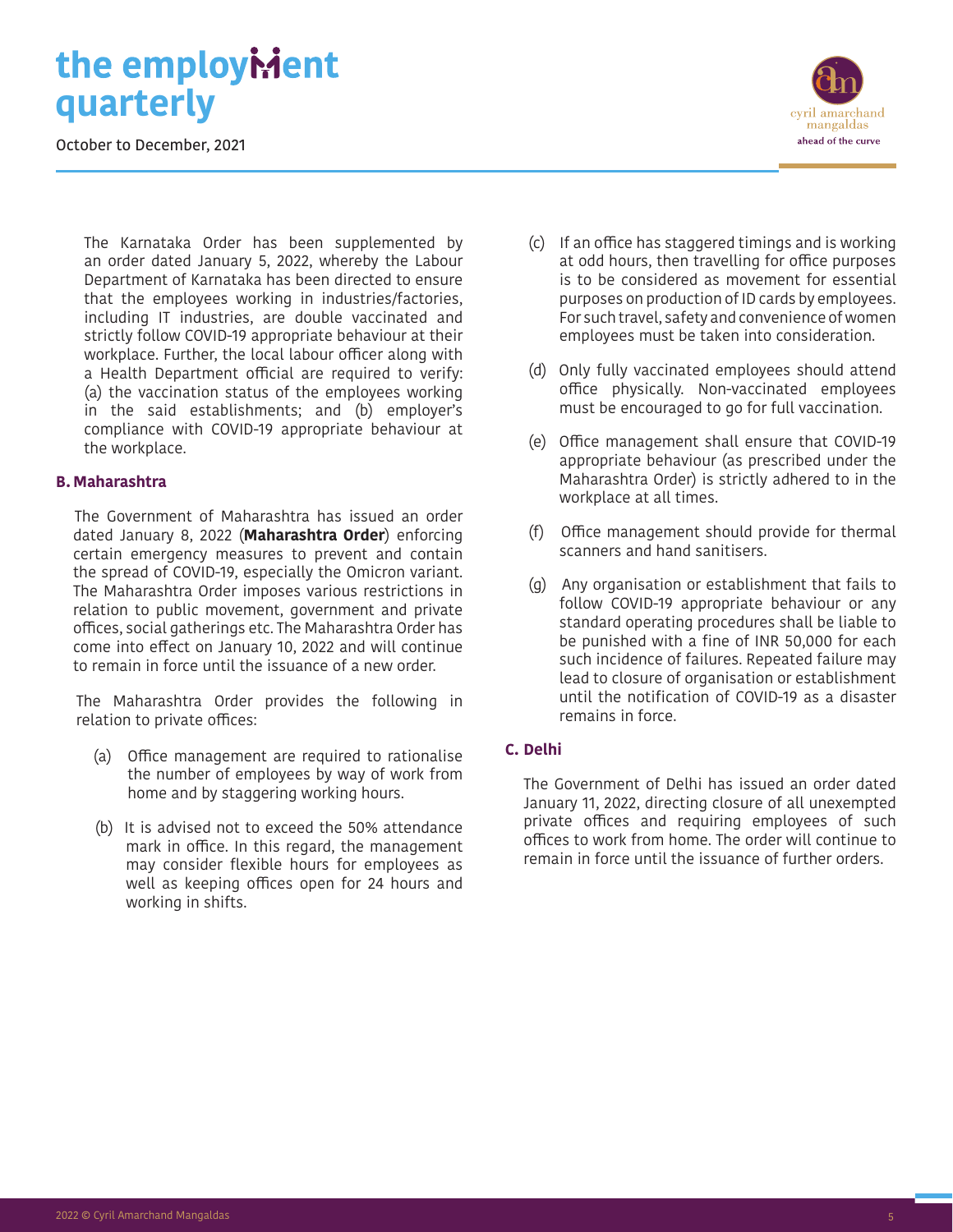The Karnataka Order has been supplemented by an order dated January 5, 2022, whereby the Labour Department of Karnataka has been directed to ensure that the employees working in industries/factories, including IT industries, are double vaccinated and strictly follow COVID-19 appropriate behaviour at their workplace. Further, the local labour officer along with a Health Department official are required to verify: (a) the vaccination status of the employees working in the said establishments; and (b) employer's compliance with COVID-19 appropriate behaviour at the workplace.

### B. Maharashtra

The Government of Maharashtra has issued an order dated January 8, 2022 (**Maharashtra Order**) enforcing certain emergency measures to prevent and contain the spread of COVID-19, especially the Omicron variant. The Maharashtra Order imposes various restrictions in relation to public movement, government and private offices, social gatherings etc. The Maharashtra Order has come into effect on January 10, 2022 and will continue to remain in force until the issuance of a new order.

The Maharashtra Order provides the following in relation to private offices:

(a) Office management are required to rationalise the number of employees by way of work from home and by staggering working hours.

(b) It is advised not to exceed the 50% attendance mark in office. In this regard, the management may consider flexible hours for employees as well as keeping offices open for 24 hours and working in shifts.

(c) If an office has staggered timings and is working at odd hours, then travelling for office purposes is to be considered as movement for essential purposes on production of ID cards by employees. For such travel, safety and convenience of women employees must be taken into consideration.

(d) Only fully vaccinated employees should attend office physically. Non-vaccinated employees must be encouraged to go for full vaccination.

(e) Office management shall ensure that COVID-19 appropriate behaviour (as prescribed under the Maharashtra Order) is strictly adhered to in the workplace at all times.

(f) Office management should provide for thermal scanners and hand sanitisers.

(g) Any organisation or establishment that fails to follow COVID-19 appropriate behaviour or any standard operating procedures shall be liable to be punished with a fine of INR 50,000 for each such incidence of failures. Repeated failure may lead to closure of organisation or establishment until the notification of COVID-19 as a disaster remains in force.

### C. Delhi

The Government of Delhi has issued an order dated January 11, 2022, directing closure of all unexempted private offices and requiring employees of such offices to work from home. The order will continue to remain in force until the issuance of further orders.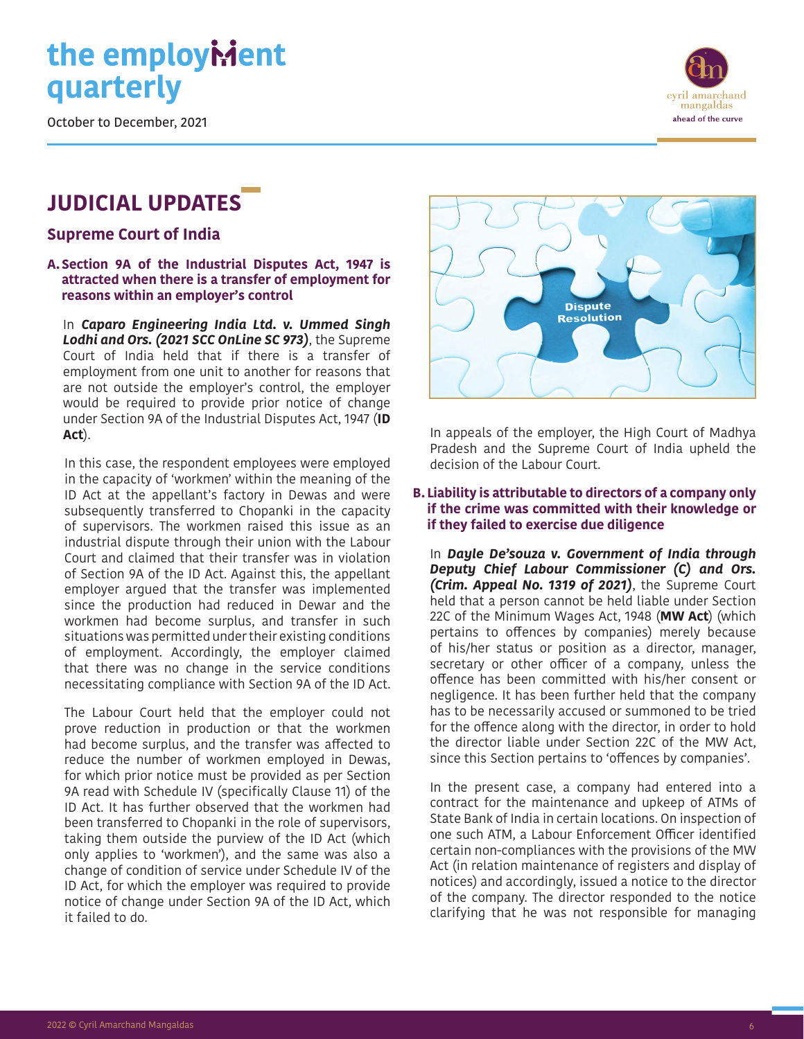# JUDICIAL UPDATES

## Supreme Court of India

### A. Section 9A of the Industrial Disputes Act, 1947 is attracted when there is a transfer of employment for reasons within an employer's control

In ***Caparo Engineering India Ltd. v. Ummed Singh Lodhi and Ors. (2021 SCC OnLine SC 973)***, the Supreme Court of India held that if there is a transfer of employment from one unit to another for reasons that are not outside the employer's control, the employer would be required to provide prior notice of change under Section 9A of the Industrial Disputes Act, 1947 (**ID Act**).

In this case, the respondent employees were employed in the capacity of 'workmen' within the meaning of the ID Act at the appellant's factory in Dewas and were subsequently transferred to Chopanki in the capacity of supervisors. The workmen raised this issue as an industrial dispute through their union with the Labour Court and claimed that their transfer was in violation of Section 9A of the ID Act. Against this, the appellant employer argued that the transfer was implemented since the production had reduced in Dewar and the workmen had become surplus, and transfer in such situations was permitted under their existing conditions of employment. Accordingly, the employer claimed that there was no change in the service conditions necessitating compliance with Section 9A of the ID Act.

The Labour Court held that the employer could not prove reduction in production or that the workmen had become surplus, and the transfer was affected to reduce the number of workmen employed in Dewas, for which prior notice must be provided as per Section 9A read with Schedule IV (specifically Clause 11) of the ID Act. It has further observed that the workmen had been transferred to Chopanki in the role of supervisors, taking them outside the purview of the ID Act (which only applies to 'workmen'), and the same was also a change of condition of service under Schedule IV of the ID Act, for which the employer was required to provide notice of change under Section 9A of the ID Act, which it failed to do.

In appeals of the employer, the High Court of Madhya Pradesh and the Supreme Court of India upheld the decision of the Labour Court.

### B. Liability is attributable to directors of a company only if the crime was committed with their knowledge or if they failed to exercise due diligence

In ***Dayle De'souza v. Government of India through Deputy Chief Labour Commissioner (C) and Ors. (Crim. Appeal No. 1319 of 2021)***, the Supreme Court held that a person cannot be held liable under Section 22C of the Minimum Wages Act, 1948 (**MW Act**) (which pertains to offences by companies) merely because of his/her status or position as a director, manager, secretary or other officer of a company, unless the offence has been committed with his/her consent or negligence. It has been further held that the company has to be necessarily accused or summoned to be tried for the offence along with the director, in order to hold the director liable under Section 22C of the MW Act, since this Section pertains to 'offences by companies'.

In the present case, a company had entered into a contract for the maintenance and upkeep of ATMs of State Bank of India in certain locations. On inspection of one such ATM, a Labour Enforcement Officer identified certain non-compliances with the provisions of the MW Act (in relation maintenance of registers and display of notices) and accordingly, issued a notice to the director of the company. The director responded to the notice clarifying that he was not responsible for managing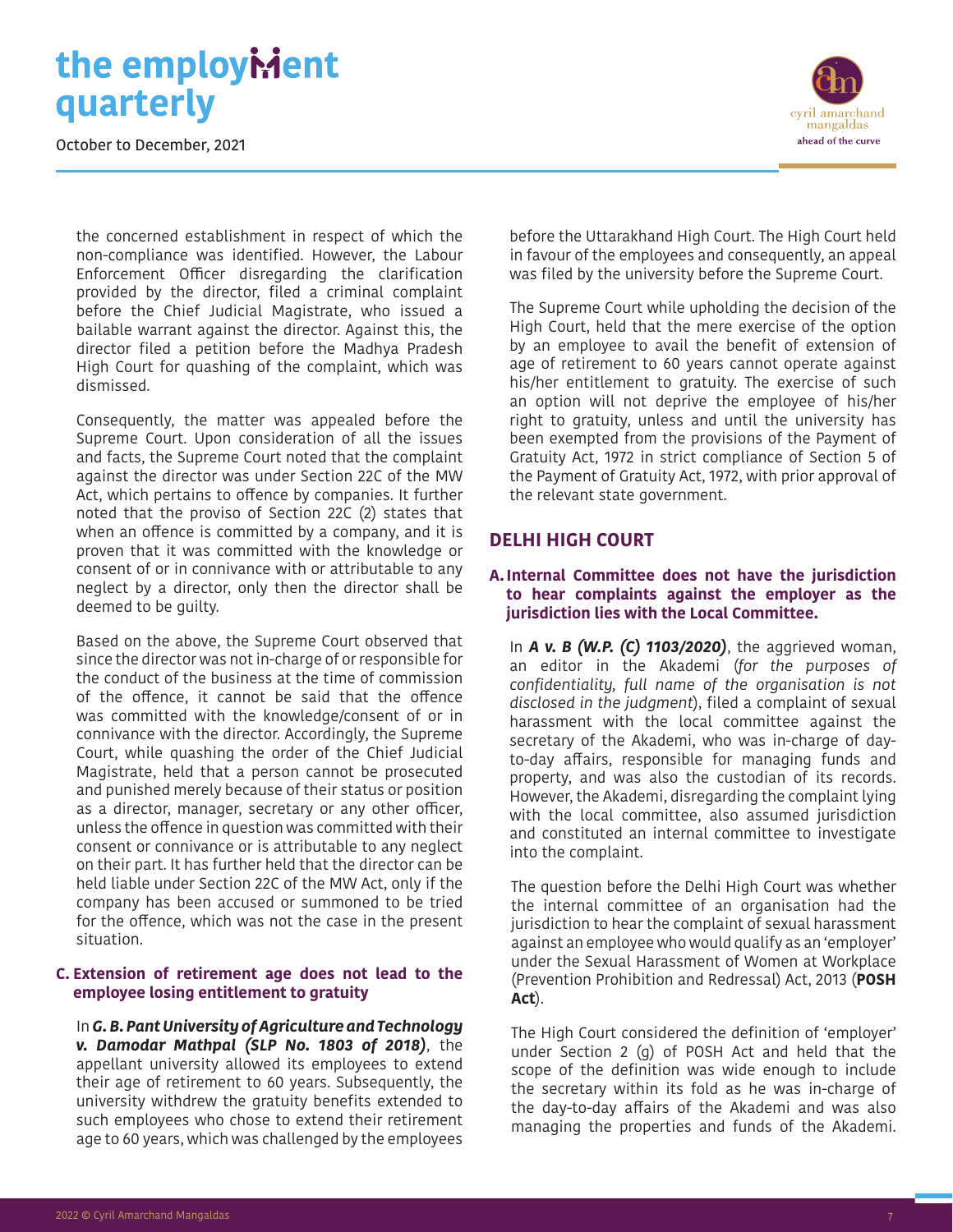the concerned establishment in respect of which the non-compliance was identified. However, the Labour Enforcement Officer disregarding the clarification provided by the director, filed a criminal complaint before the Chief Judicial Magistrate, who issued a bailable warrant against the director. Against this, the director filed a petition before the Madhya Pradesh High Court for quashing of the complaint, which was dismissed.

Consequently, the matter was appealed before the Supreme Court. Upon consideration of all the issues and facts, the Supreme Court noted that the complaint against the director was under Section 22C of the MW Act, which pertains to offence by companies. It further noted that the proviso of Section 22C (2) states that when an offence is committed by a company, and it is proven that it was committed with the knowledge or consent of or in connivance with or attributable to any neglect by a director, only then the director shall be deemed to be guilty.

Based on the above, the Supreme Court observed that since the director was not in-charge of or responsible for the conduct of the business at the time of commission of the offence, it cannot be said that the offence was committed with the knowledge/consent of or in connivance with the director. Accordingly, the Supreme Court, while quashing the order of the Chief Judicial Magistrate, held that a person cannot be prosecuted and punished merely because of their status or position as a director, manager, secretary or any other officer, unless the offence in question was committed with their consent or connivance or is attributable to any neglect on their part. It has further held that the director can be held liable under Section 22C of the MW Act, only if the company has been accused or summoned to be tried for the offence, which was not the case in the present situation.

### C. Extension of retirement age does not lead to the employee losing entitlement to gratuity

In ***G. B. Pant University of Agriculture and Technology v. Damodar Mathpal (SLP No. 1803 of 2018)***, the appellant university allowed its employees to extend their age of retirement to 60 years. Subsequently, the university withdrew the gratuity benefits extended to such employees who chose to extend their retirement age to 60 years, which was challenged by the employees before the Uttarakhand High Court. The High Court held in favour of the employees and consequently, an appeal was filed by the university before the Supreme Court.

The Supreme Court while upholding the decision of the High Court, held that the mere exercise of the option by an employee to avail the benefit of extension of age of retirement to 60 years cannot operate against his/her entitlement to gratuity. The exercise of such an option will not deprive the employee of his/her right to gratuity, unless and until the university has been exempted from the provisions of the Payment of Gratuity Act, 1972 in strict compliance of Section 5 of the Payment of Gratuity Act, 1972, with prior approval of the relevant state government.

## DELHI HIGH COURT

### A. Internal Committee does not have the jurisdiction to hear complaints against the employer as the jurisdiction lies with the Local Committee.

In ***A v. B (W.P. (C) 1103/2020)***, the aggrieved woman, an editor in the Akademi (*for the purposes of confidentiality, full name of the organisation is not disclosed in the judgment*), filed a complaint of sexual harassment with the local committee against the secretary of the Akademi, who was in-charge of day-to-day affairs, responsible for managing funds and property, and was also the custodian of its records. However, the Akademi, disregarding the complaint lying with the local committee, also assumed jurisdiction and constituted an internal committee to investigate into the complaint.

The question before the Delhi High Court was whether the internal committee of an organisation had the jurisdiction to hear the complaint of sexual harassment against an employee who would qualify as an 'employer' under the Sexual Harassment of Women at Workplace (Prevention Prohibition and Redressal) Act, 2013 (**POSH Act**).

The High Court considered the definition of 'employer' under Section 2 (g) of POSH Act and held that the scope of the definition was wide enough to include the secretary within its fold as he was in-charge of the day-to-day affairs of the Akademi and was also managing the properties and funds of the Akademi.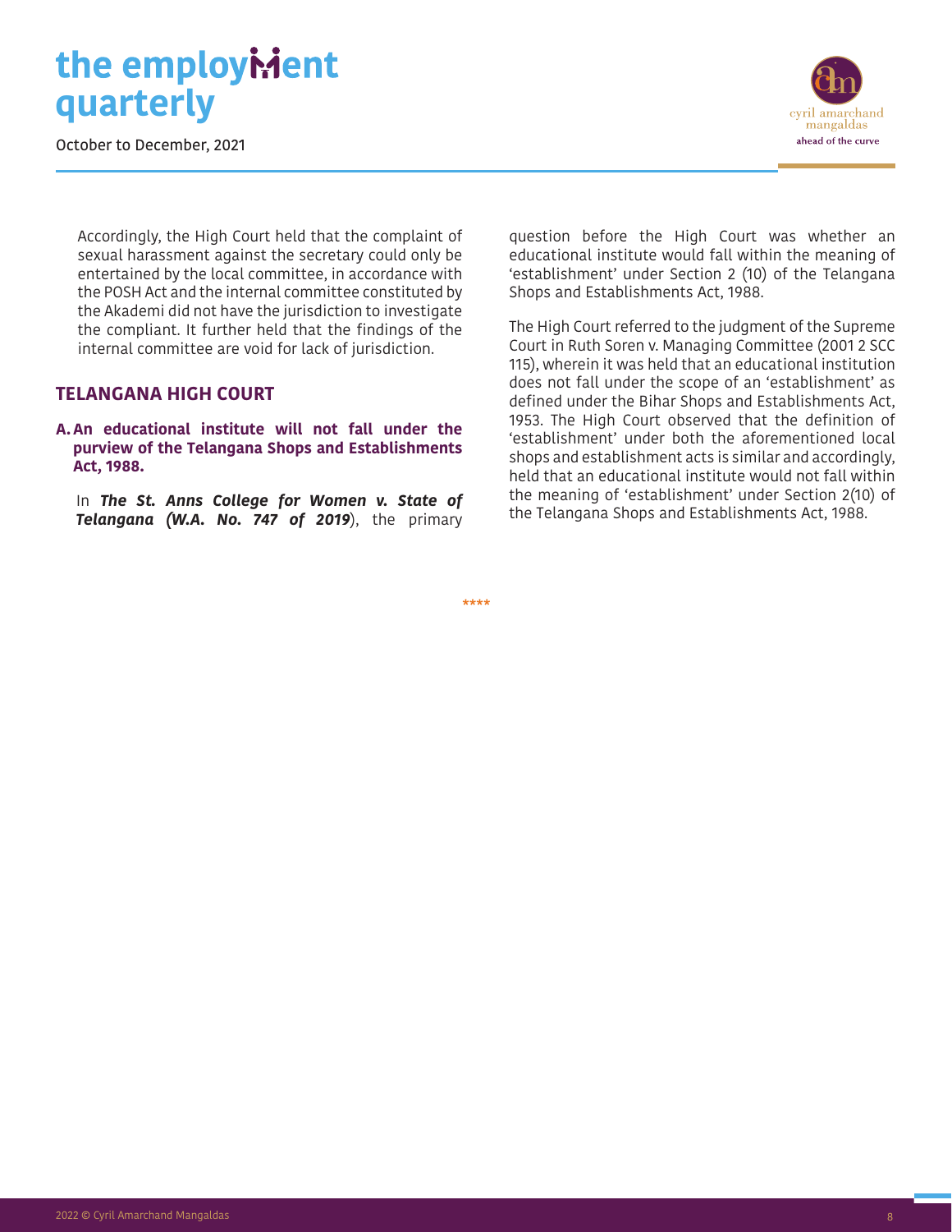Accordingly, the High Court held that the complaint of sexual harassment against the secretary could only be entertained by the local committee, in accordance with the POSH Act and the internal committee constituted by the Akademi did not have the jurisdiction to investigate the compliant. It further held that the findings of the internal committee are void for lack of jurisdiction.

## TELANGANA HIGH COURT

### A. An educational institute will not fall under the purview of the Telangana Shops and Establishments Act, 1988.

In ***The St. Anns College for Women v. State of Telangana (W.A. No. 747 of 2019***), the primary question before the High Court was whether an educational institute would fall within the meaning of 'establishment' under Section 2 (10) of the Telangana Shops and Establishments Act, 1988.

The High Court referred to the judgment of the Supreme Court in Ruth Soren v. Managing Committee (2001 2 SCC 115), wherein it was held that an educational institution does not fall under the scope of an 'establishment' as defined under the Bihar Shops and Establishments Act, 1953. The High Court observed that the definition of 'establishment' under both the aforementioned local shops and establishment acts is similar and accordingly, held that an educational institute would not fall within the meaning of 'establishment' under Section 2(10) of the Telangana Shops and Establishments Act, 1988.

****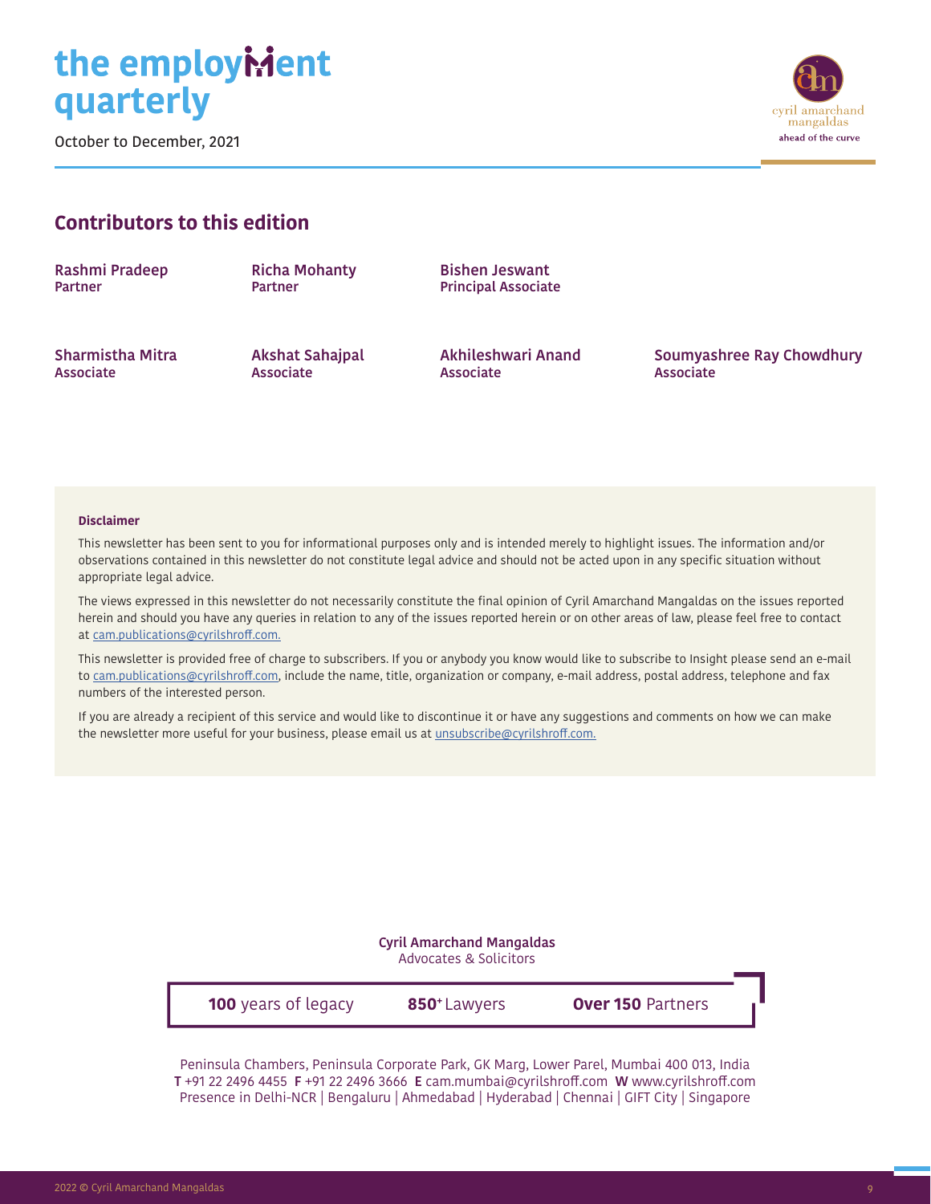# the employment quarterly

October to December, 2021

## Contributors to this edition

**Rashmi Pradeep**
Partner

**Richa Mohanty**
Partner

**Bishen Jeswant**
Principal Associate

**Sharmistha Mitra**
Associate

**Akshat Sahajpal**
Associate

**Akhileshwari Anand**
Associate

**Soumyashree Ray Chowdhury**
Associate

**Disclaimer**

This newsletter has been sent to you for informational purposes only and is intended merely to highlight issues. The information and/or observations contained in this newsletter do not constitute legal advice and should not be acted upon in any specific situation without appropriate legal advice.

The views expressed in this newsletter do not necessarily constitute the final opinion of Cyril Amarchand Mangaldas on the issues reported herein and should you have any queries in relation to any of the issues reported herein or on other areas of law, please feel free to contact at cam.publications@cyrilshroff.com.

This newsletter is provided free of charge to subscribers. If you or anybody you know would like to subscribe to Insight please send an e-mail to cam.publications@cyrilshroff.com, include the name, title, organization or company, e-mail address, postal address, telephone and fax numbers of the interested person.

If you are already a recipient of this service and would like to discontinue it or have any suggestions and comments on how we can make the newsletter more useful for your business, please email us at unsubscribe@cyrilshroff.com.

**Cyril Amarchand Mangaldas**
Advocates & Solicitors

**100** years of legacy | **850+** Lawyers | **Over 150** Partners

Peninsula Chambers, Peninsula Corporate Park, GK Marg, Lower Parel, Mumbai 400 013, India
**T** +91 22 2496 4455 **F** +91 22 2496 3666 **E** cam.mumbai@cyrilshroff.com **W** www.cyrilshroff.com
Presence in Delhi-NCR | Bengaluru | Ahmedabad | Hyderabad | Chennai | GIFT City | Singapore

2022 © Cyril Amarchand Mangaldas